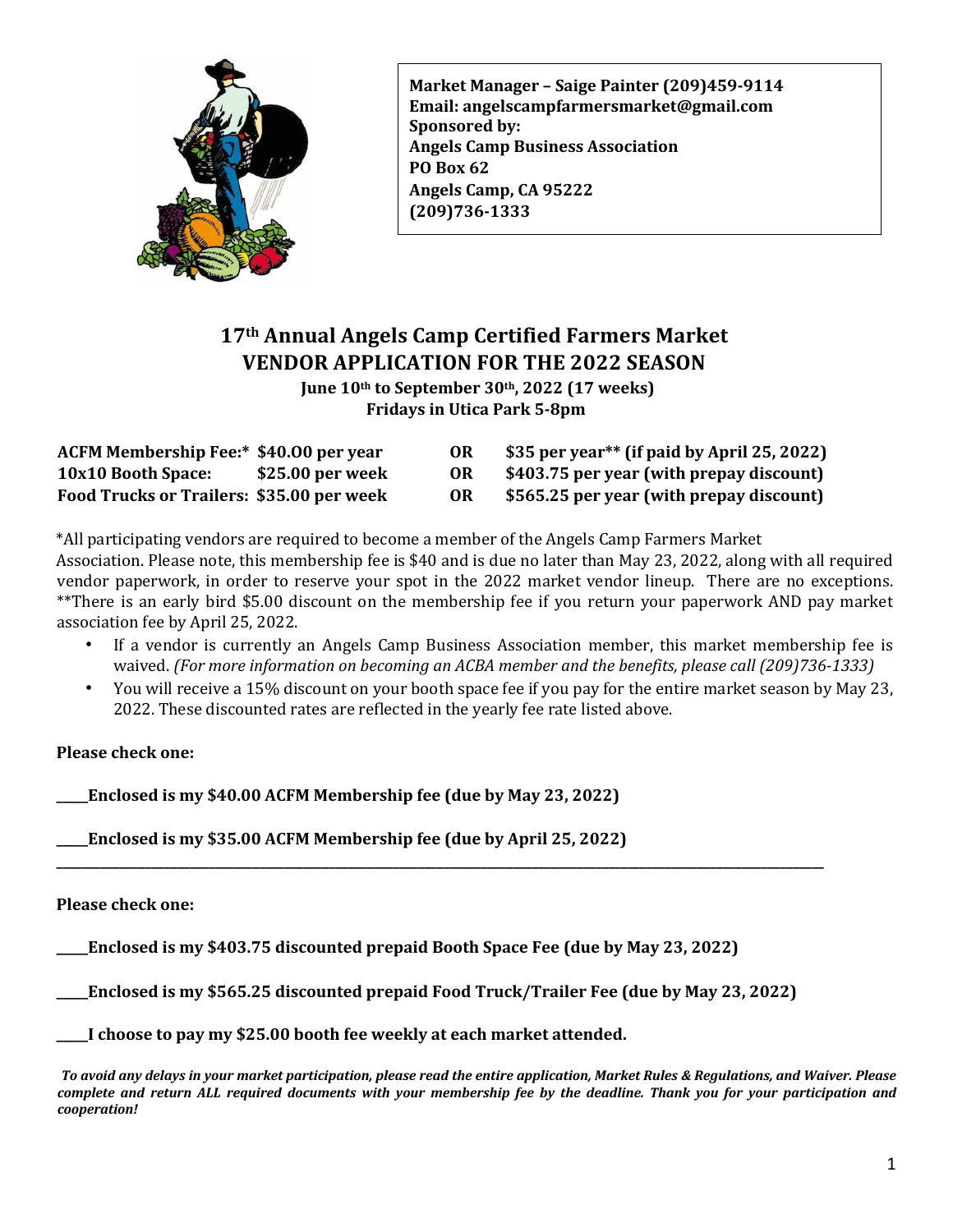**Market Manager – Saige Painter (209)459-9114**
**Email: angelscampfarmersmarket@gmail.com**
**Sponsored by:**
**Angels Camp Business Association**
**PO Box 62**
**Angels Camp, CA 95222**
**(209)736-1333**

# 17th Annual Angels Camp Certified Farmers Market
# VENDOR APPLICATION FOR THE 2022 SEASON

**June 10th to September 30th, 2022 (17 weeks)**
**Fridays in Utica Park 5-8pm**

| | | | |
|---|---|---|---|
| **ACFM Membership Fee:*** | **$40.00 per year** | **OR** | **$35 per year** (if paid by April 25, 2022)** |
| **10x10 Booth Space:** | **$25.00 per week** | **OR** | **$403.75 per year (with prepay discount)** |
| **Food Trucks or Trailers:** | **$35.00 per week** | **OR** | **$565.25 per year (with prepay discount)** |

*All participating vendors are required to become a member of the Angels Camp Farmers Market Association. Please note, this membership fee is $40 and is due no later than May 23, 2022, along with all required vendor paperwork, in order to reserve your spot in the 2022 market vendor lineup. There are no exceptions.
**There is an early bird $5.00 discount on the membership fee if you return your paperwork AND pay market association fee by April 25, 2022.

- If a vendor is currently an Angels Camp Business Association member, this market membership fee is waived. *(For more information on becoming an ACBA member and the benefits, please call (209)736-1333)*
- You will receive a 15% discount on your booth space fee if you pay for the entire market season by May 23, 2022. These discounted rates are reflected in the yearly fee rate listed above.

**Please check one:**

**\_\_\_\_\_Enclosed is my $40.00 ACFM Membership fee (due by May 23, 2022)**

**\_\_\_\_\_Enclosed is my $35.00 ACFM Membership fee (due by April 25, 2022)**

---

**Please check one:**

**\_\_\_\_\_Enclosed is my $403.75 discounted prepaid Booth Space Fee (due by May 23, 2022)**

**\_\_\_\_\_Enclosed is my $565.25 discounted prepaid Food Truck/Trailer Fee (due by May 23, 2022)**

**\_\_\_\_\_I choose to pay my $25.00 booth fee weekly at each market attended.**

***To avoid any delays in your market participation, please read the entire application, Market Rules & Regulations, and Waiver. Please complete and return ALL required documents with your membership fee by the deadline. Thank you for your participation and cooperation!***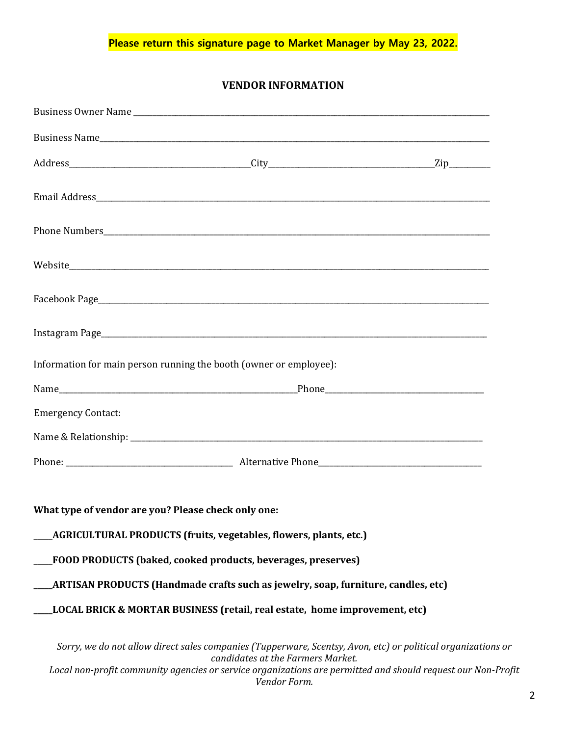**Please return this signature page to Market Manager by May 23, 2022.**

## VENDOR INFORMATION

Business Owner Name ____________________________________________________________

Business Name__________________________________________________________________

Address______________________________City______________________________Zip_________

Email Address__________________________________________________________________

Phone Numbers__________________________________________________________________

Website_______________________________________________________________________

Facebook Page__________________________________________________________________

Instagram Page_________________________________________________________________

Information for main person running the booth (owner or employee):

Name_____________________________________________Phone_____________________________

Emergency Contact:

Name & Relationship: ____________________________________________________________

Phone: ________________________________ Alternative Phone______________________________

**What type of vendor are you? Please check only one:**

**_____AGRICULTURAL PRODUCTS (fruits, vegetables, flowers, plants, etc.)**

**_____FOOD PRODUCTS (baked, cooked products, beverages, preserves)**

**_____ARTISAN PRODUCTS (Handmade crafts such as jewelry, soap, furniture, candles, etc)**

**_____LOCAL BRICK & MORTAR BUSINESS (retail, real estate, home improvement, etc)**

*Sorry, we do not allow direct sales companies (Tupperware, Scentsy, Avon, etc) or political organizations or candidates at the Farmers Market.*
*Local non-profit community agencies or service organizations are permitted and should request our Non-Profit Vendor Form.*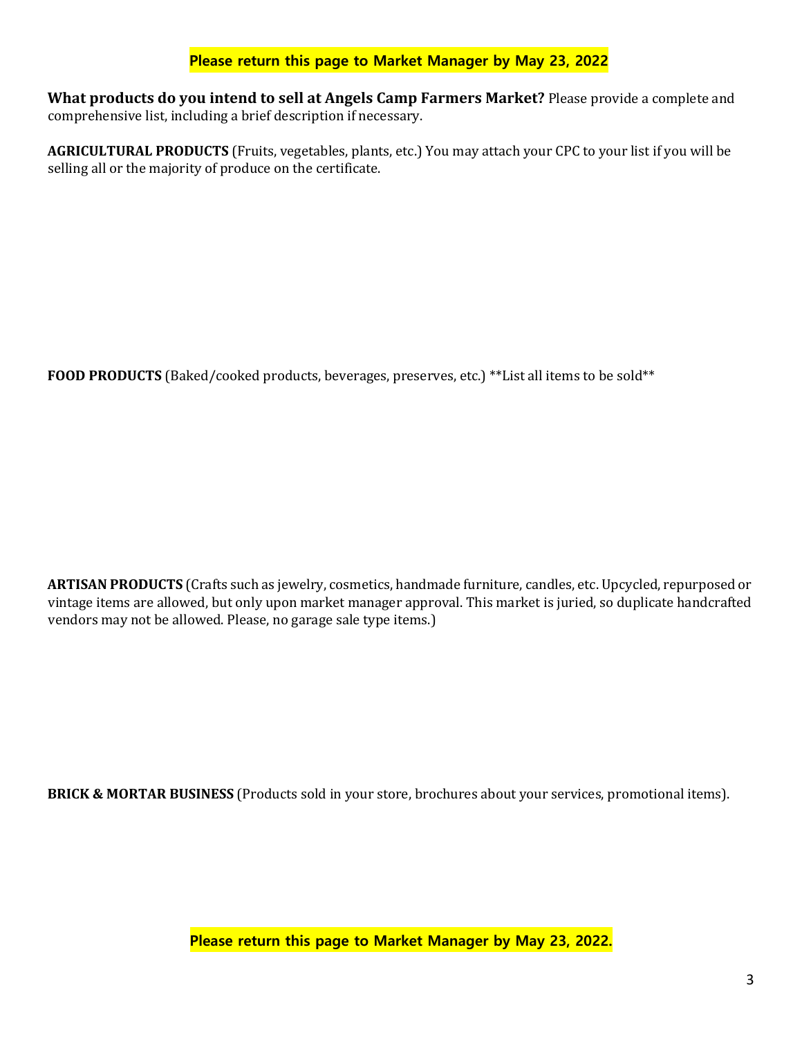**Please return this page to Market Manager by May 23, 2022**

**What products do you intend to sell at Angels Camp Farmers Market?** Please provide a complete and comprehensive list, including a brief description if necessary.

**AGRICULTURAL PRODUCTS** (Fruits, vegetables, plants, etc.) You may attach your CPC to your list if you will be selling all or the majority of produce on the certificate.

**FOOD PRODUCTS** (Baked/cooked products, beverages, preserves, etc.) **List all items to be sold**

**ARTISAN PRODUCTS** (Crafts such as jewelry, cosmetics, handmade furniture, candles, etc. Upcycled, repurposed or vintage items are allowed, but only upon market manager approval. This market is juried, so duplicate handcrafted vendors may not be allowed. Please, no garage sale type items.)

**BRICK & MORTAR BUSINESS** (Products sold in your store, brochures about your services, promotional items).

**Please return this page to Market Manager by May 23, 2022.**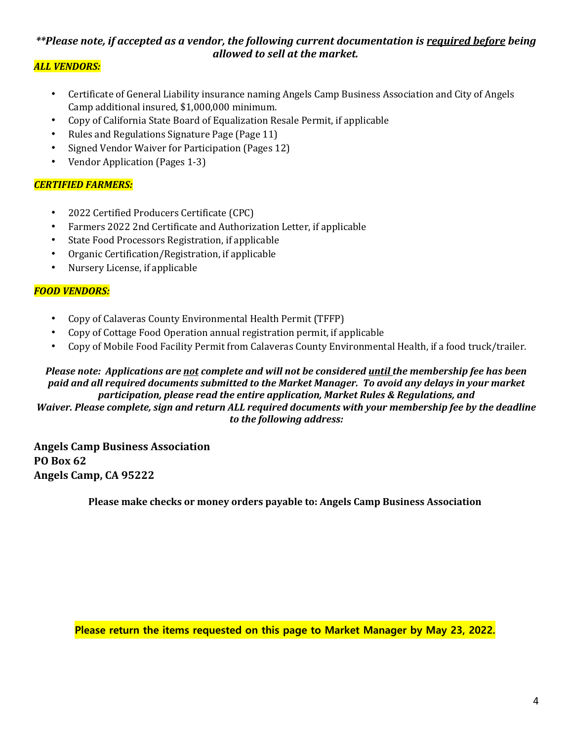***\*\*Please note, if accepted as a vendor, the following current documentation is <u>required before</u> being allowed to sell at the market.***

***ALL VENDORS:***

- Certificate of General Liability insurance naming Angels Camp Business Association and City of Angels Camp additional insured, $1,000,000 minimum.
- Copy of California State Board of Equalization Resale Permit, if applicable
- Rules and Regulations Signature Page (Page 11)
- Signed Vendor Waiver for Participation (Pages 12)
- Vendor Application (Pages 1-3)

***CERTIFIED FARMERS:***

- 2022 Certified Producers Certificate (CPC)
- Farmers 2022 2nd Certificate and Authorization Letter, if applicable
- State Food Processors Registration, if applicable
- Organic Certification/Registration, if applicable
- Nursery License, if applicable

***FOOD VENDORS:***

- Copy of Calaveras County Environmental Health Permit (TFFP)
- Copy of Cottage Food Operation annual registration permit, if applicable
- Copy of Mobile Food Facility Permit from Calaveras County Environmental Health, if a food truck/trailer.

***Please note: Applications are <u>not</u> complete and will not be considered <u>until</u> the membership fee has been paid and all required documents submitted to the Market Manager. To avoid any delays in your market participation, please read the entire application, Market Rules & Regulations, and Waiver. Please complete, sign and return ALL required documents with your membership fee by the deadline to the following address:***

**Angels Camp Business Association**
**PO Box 62**
**Angels Camp, CA 95222**

**Please make checks or money orders payable to: Angels Camp Business Association**

**Please return the items requested on this page to Market Manager by May 23, 2022.**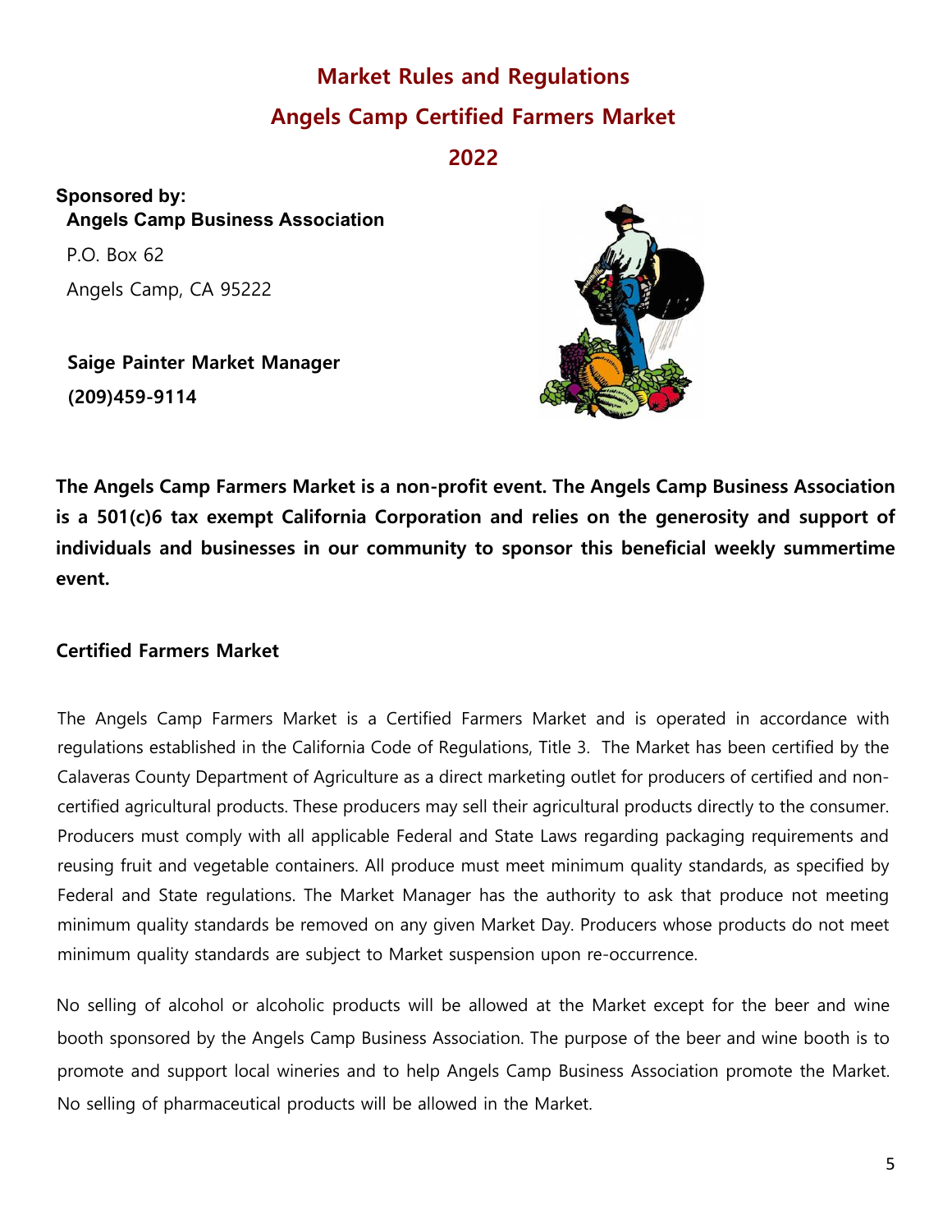# Market Rules and Regulations

# Angels Camp Certified Farmers Market

# 2022

**Sponsored by:**

**Angels Camp Business Association**

P.O. Box 62

Angels Camp, CA 95222

**Saige Painter Market Manager**

**(209)459-9114**

**The Angels Camp Farmers Market is a non-profit event. The Angels Camp Business Association is a 501(c)6 tax exempt California Corporation and relies on the generosity and support of individuals and businesses in our community to sponsor this beneficial weekly summertime event.**

### Certified Farmers Market

The Angels Camp Farmers Market is a Certified Farmers Market and is operated in accordance with regulations established in the California Code of Regulations, Title 3. The Market has been certified by the Calaveras County Department of Agriculture as a direct marketing outlet for producers of certified and non-certified agricultural products. These producers may sell their agricultural products directly to the consumer. Producers must comply with all applicable Federal and State Laws regarding packaging requirements and reusing fruit and vegetable containers. All produce must meet minimum quality standards, as specified by Federal and State regulations. The Market Manager has the authority to ask that produce not meeting minimum quality standards be removed on any given Market Day. Producers whose products do not meet minimum quality standards are subject to Market suspension upon re-occurrence.

No selling of alcohol or alcoholic products will be allowed at the Market except for the beer and wine booth sponsored by the Angels Camp Business Association. The purpose of the beer and wine booth is to promote and support local wineries and to help Angels Camp Business Association promote the Market. No selling of pharmaceutical products will be allowed in the Market.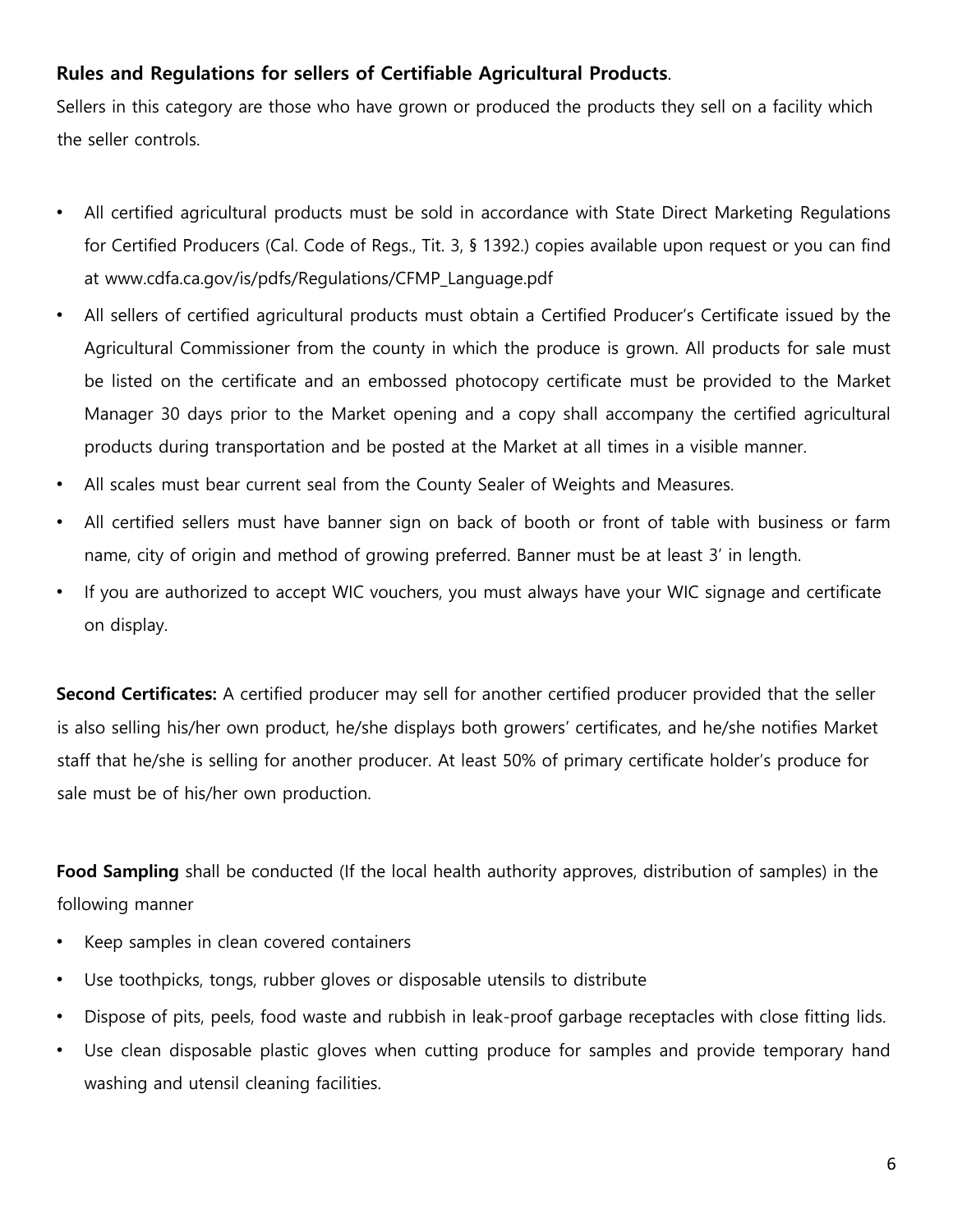**Rules and Regulations for sellers of Certifiable Agricultural Products**.

Sellers in this category are those who have grown or produced the products they sell on a facility which the seller controls.

- All certified agricultural products must be sold in accordance with State Direct Marketing Regulations for Certified Producers (Cal. Code of Regs., Tit. 3, § 1392.) copies available upon request or you can find at www.cdfa.ca.gov/is/pdfs/Regulations/CFMP_Language.pdf
- All sellers of certified agricultural products must obtain a Certified Producer's Certificate issued by the Agricultural Commissioner from the county in which the produce is grown. All products for sale must be listed on the certificate and an embossed photocopy certificate must be provided to the Market Manager 30 days prior to the Market opening and a copy shall accompany the certified agricultural products during transportation and be posted at the Market at all times in a visible manner.
- All scales must bear current seal from the County Sealer of Weights and Measures.
- All certified sellers must have banner sign on back of booth or front of table with business or farm name, city of origin and method of growing preferred. Banner must be at least 3' in length.
- If you are authorized to accept WIC vouchers, you must always have your WIC signage and certificate on display.

**Second Certificates:** A certified producer may sell for another certified producer provided that the seller is also selling his/her own product, he/she displays both growers' certificates, and he/she notifies Market staff that he/she is selling for another producer. At least 50% of primary certificate holder's produce for sale must be of his/her own production.

**Food Sampling** shall be conducted (If the local health authority approves, distribution of samples) in the following manner

- Keep samples in clean covered containers
- Use toothpicks, tongs, rubber gloves or disposable utensils to distribute
- Dispose of pits, peels, food waste and rubbish in leak-proof garbage receptacles with close fitting lids.
- Use clean disposable plastic gloves when cutting produce for samples and provide temporary hand washing and utensil cleaning facilities.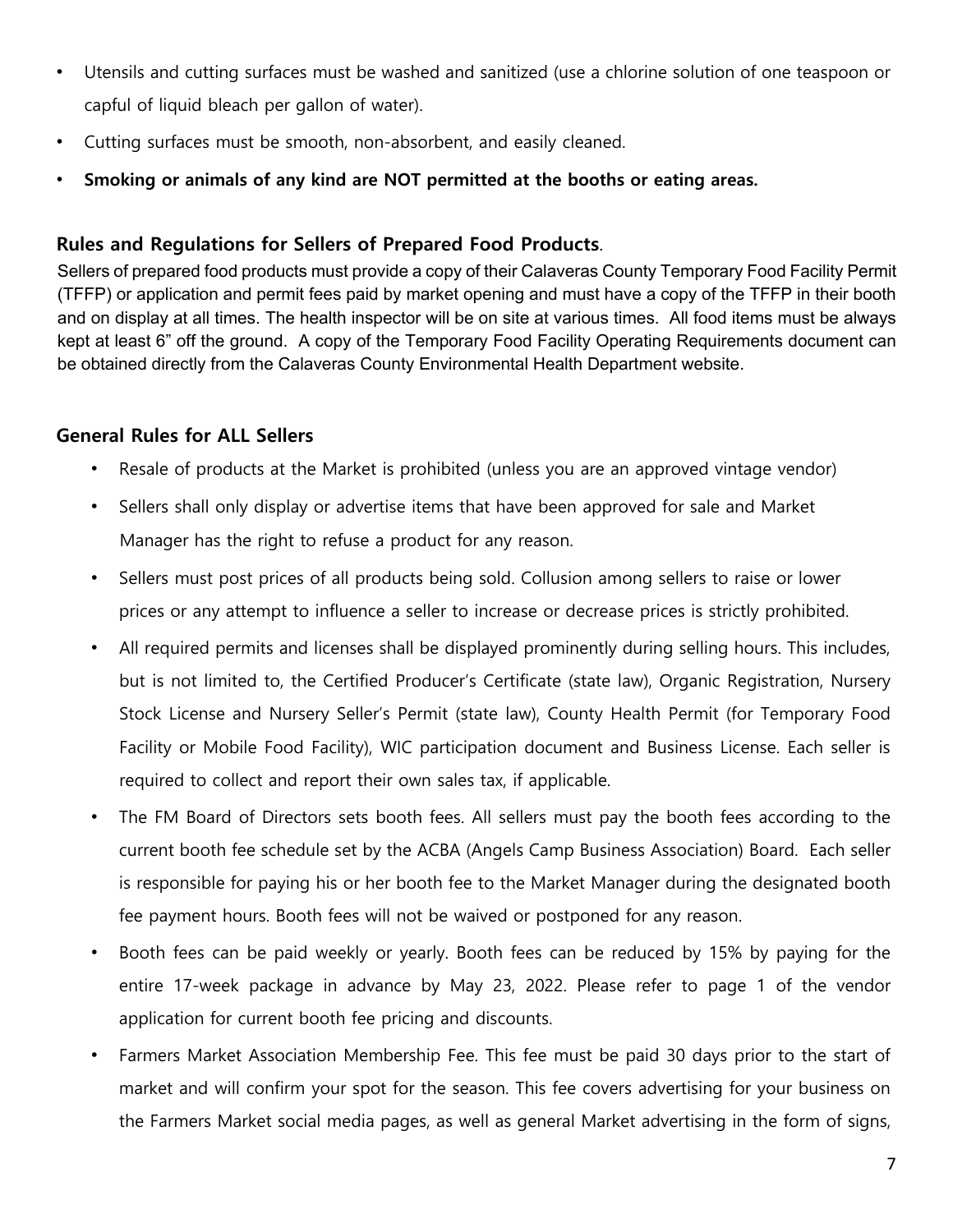- Utensils and cutting surfaces must be washed and sanitized (use a chlorine solution of one teaspoon or capful of liquid bleach per gallon of water).
- Cutting surfaces must be smooth, non-absorbent, and easily cleaned.
- **Smoking or animals of any kind are NOT permitted at the booths or eating areas.**

### Rules and Regulations for Sellers of Prepared Food Products.

Sellers of prepared food products must provide a copy of their Calaveras County Temporary Food Facility Permit (TFFP) or application and permit fees paid by market opening and must have a copy of the TFFP in their booth and on display at all times. The health inspector will be on site at various times. All food items must be always kept at least 6" off the ground. A copy of the Temporary Food Facility Operating Requirements document can be obtained directly from the Calaveras County Environmental Health Department website.

### General Rules for ALL Sellers

- Resale of products at the Market is prohibited (unless you are an approved vintage vendor)
- Sellers shall only display or advertise items that have been approved for sale and Market Manager has the right to refuse a product for any reason.
- Sellers must post prices of all products being sold. Collusion among sellers to raise or lower prices or any attempt to influence a seller to increase or decrease prices is strictly prohibited.
- All required permits and licenses shall be displayed prominently during selling hours. This includes, but is not limited to, the Certified Producer's Certificate (state law), Organic Registration, Nursery Stock License and Nursery Seller's Permit (state law), County Health Permit (for Temporary Food Facility or Mobile Food Facility), WIC participation document and Business License. Each seller is required to collect and report their own sales tax, if applicable.
- The FM Board of Directors sets booth fees. All sellers must pay the booth fees according to the current booth fee schedule set by the ACBA (Angels Camp Business Association) Board. Each seller is responsible for paying his or her booth fee to the Market Manager during the designated booth fee payment hours. Booth fees will not be waived or postponed for any reason.
- Booth fees can be paid weekly or yearly. Booth fees can be reduced by 15% by paying for the entire 17-week package in advance by May 23, 2022. Please refer to page 1 of the vendor application for current booth fee pricing and discounts.
- Farmers Market Association Membership Fee. This fee must be paid 30 days prior to the start of market and will confirm your spot for the season. This fee covers advertising for your business on the Farmers Market social media pages, as well as general Market advertising in the form of signs,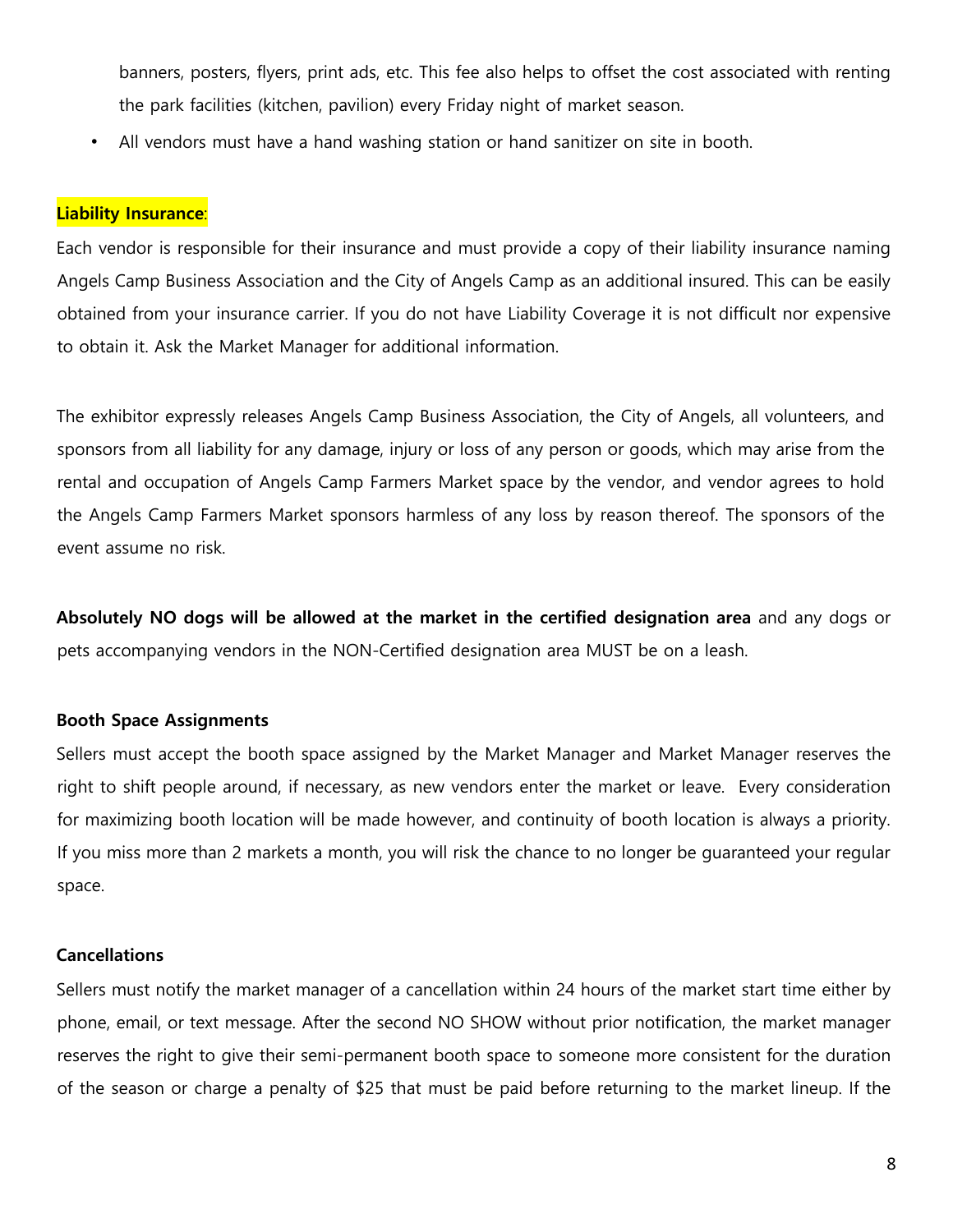banners, posters, flyers, print ads, etc. This fee also helps to offset the cost associated with renting the park facilities (kitchen, pavilion) every Friday night of market season.

- All vendors must have a hand washing station or hand sanitizer on site in booth.

**Liability Insurance**:

Each vendor is responsible for their insurance and must provide a copy of their liability insurance naming Angels Camp Business Association and the City of Angels Camp as an additional insured. This can be easily obtained from your insurance carrier. If you do not have Liability Coverage it is not difficult nor expensive to obtain it. Ask the Market Manager for additional information.

The exhibitor expressly releases Angels Camp Business Association, the City of Angels, all volunteers, and sponsors from all liability for any damage, injury or loss of any person or goods, which may arise from the rental and occupation of Angels Camp Farmers Market space by the vendor, and vendor agrees to hold the Angels Camp Farmers Market sponsors harmless of any loss by reason thereof. The sponsors of the event assume no risk.

**Absolutely NO dogs will be allowed at the market in the certified designation area** and any dogs or pets accompanying vendors in the NON-Certified designation area MUST be on a leash.

**Booth Space Assignments**

Sellers must accept the booth space assigned by the Market Manager and Market Manager reserves the right to shift people around, if necessary, as new vendors enter the market or leave. Every consideration for maximizing booth location will be made however, and continuity of booth location is always a priority. If you miss more than 2 markets a month, you will risk the chance to no longer be guaranteed your regular space.

**Cancellations**

Sellers must notify the market manager of a cancellation within 24 hours of the market start time either by phone, email, or text message. After the second NO SHOW without prior notification, the market manager reserves the right to give their semi-permanent booth space to someone more consistent for the duration of the season or charge a penalty of $25 that must be paid before returning to the market lineup. If the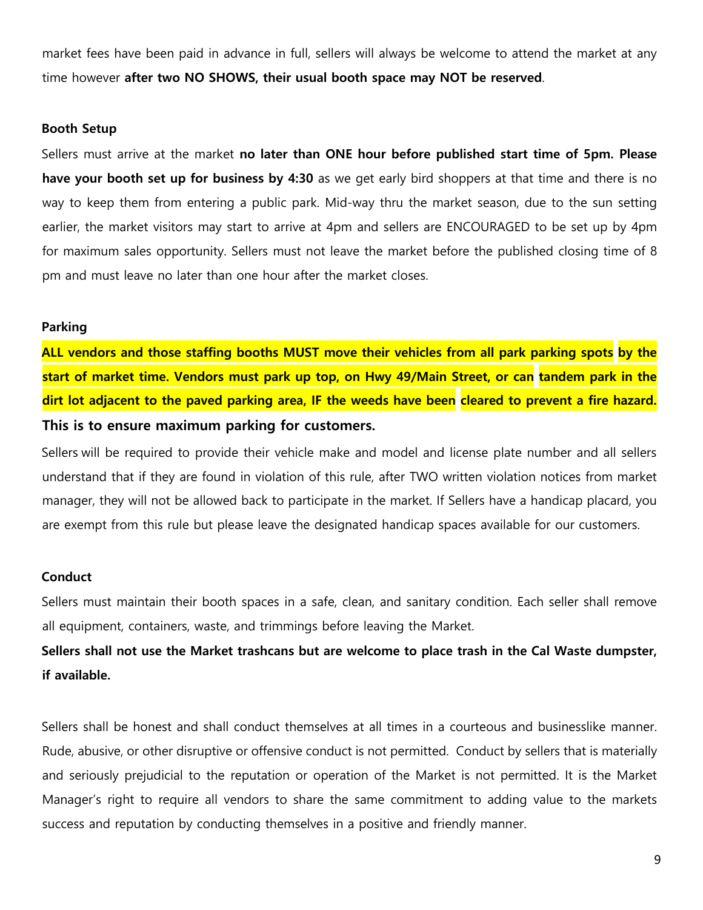market fees have been paid in advance in full, sellers will always be welcome to attend the market at any time however **after two NO SHOWS, their usual booth space may NOT be reserved**.

**Booth Setup**

Sellers must arrive at the market **no later than ONE hour before published start time of 5pm. Please have your booth set up for business by 4:30** as we get early bird shoppers at that time and there is no way to keep them from entering a public park. Mid-way thru the market season, due to the sun setting earlier, the market visitors may start to arrive at 4pm and sellers are ENCOURAGED to be set up by 4pm for maximum sales opportunity. Sellers must not leave the market before the published closing time of 8 pm and must leave no later than one hour after the market closes.

**Parking**

**ALL vendors and those staffing booths MUST move their vehicles from all park parking spots by the start of market time. Vendors must park up top, on Hwy 49/Main Street, or can tandem park in the dirt lot adjacent to the paved parking area, IF the weeds have been cleared to prevent a fire hazard. This is to ensure maximum parking for customers.**

Sellers will be required to provide their vehicle make and model and license plate number and all sellers understand that if they are found in violation of this rule, after TWO written violation notices from market manager, they will not be allowed back to participate in the market. If Sellers have a handicap placard, you are exempt from this rule but please leave the designated handicap spaces available for our customers.

**Conduct**

Sellers must maintain their booth spaces in a safe, clean, and sanitary condition. Each seller shall remove all equipment, containers, waste, and trimmings before leaving the Market.

**Sellers shall not use the Market trashcans but are welcome to place trash in the Cal Waste dumpster, if available.**

Sellers shall be honest and shall conduct themselves at all times in a courteous and businesslike manner. Rude, abusive, or other disruptive or offensive conduct is not permitted. Conduct by sellers that is materially and seriously prejudicial to the reputation or operation of the Market is not permitted. It is the Market Manager's right to require all vendors to share the same commitment to adding value to the markets success and reputation by conducting themselves in a positive and friendly manner.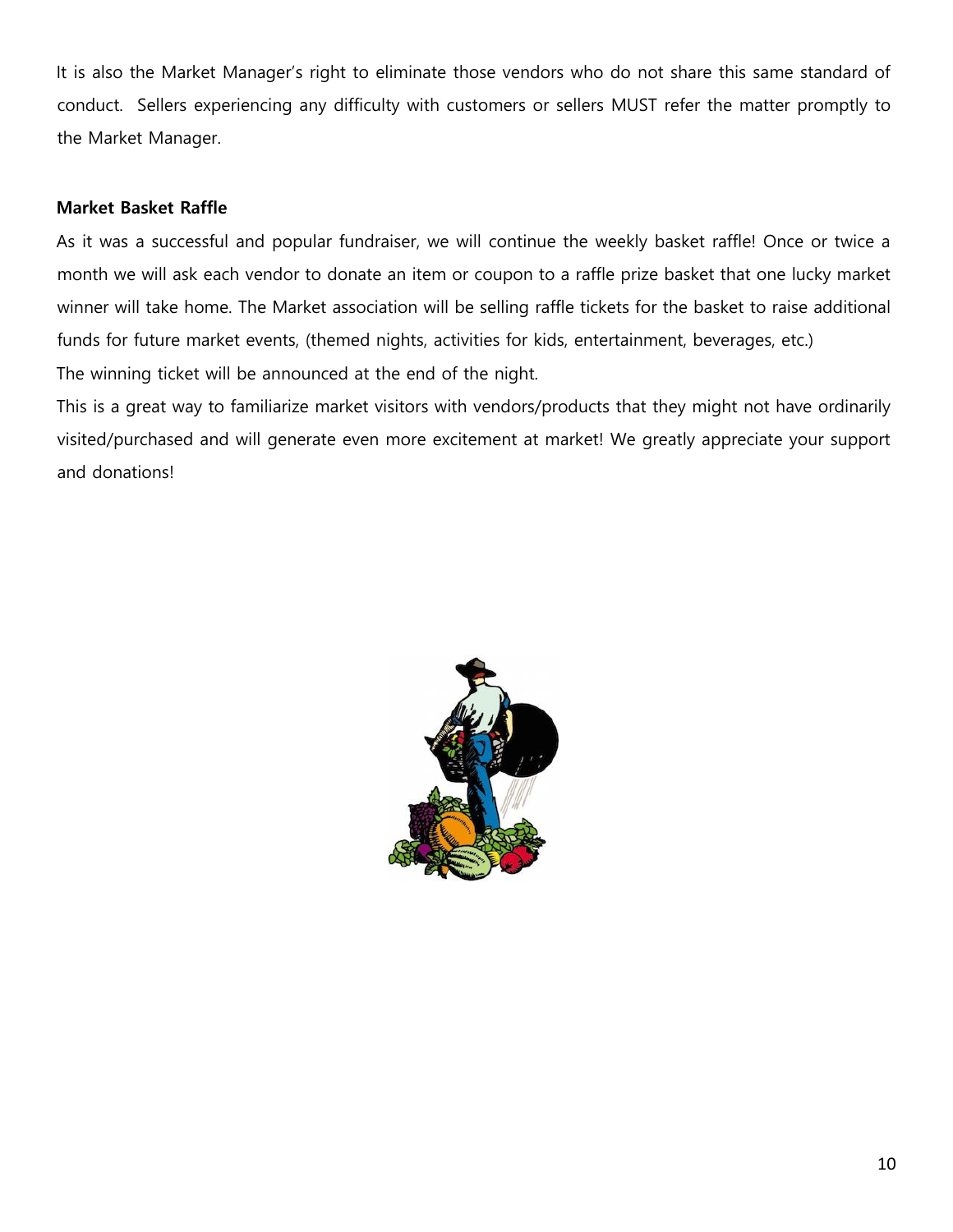It is also the Market Manager's right to eliminate those vendors who do not share this same standard of conduct. Sellers experiencing any difficulty with customers or sellers MUST refer the matter promptly to the Market Manager.

**Market Basket Raffle**

As it was a successful and popular fundraiser, we will continue the weekly basket raffle! Once or twice a month we will ask each vendor to donate an item or coupon to a raffle prize basket that one lucky market winner will take home. The Market association will be selling raffle tickets for the basket to raise additional funds for future market events, (themed nights, activities for kids, entertainment, beverages, etc.)

The winning ticket will be announced at the end of the night.

This is a great way to familiarize market visitors with vendors/products that they might not have ordinarily visited/purchased and will generate even more excitement at market! We greatly appreciate your support and donations!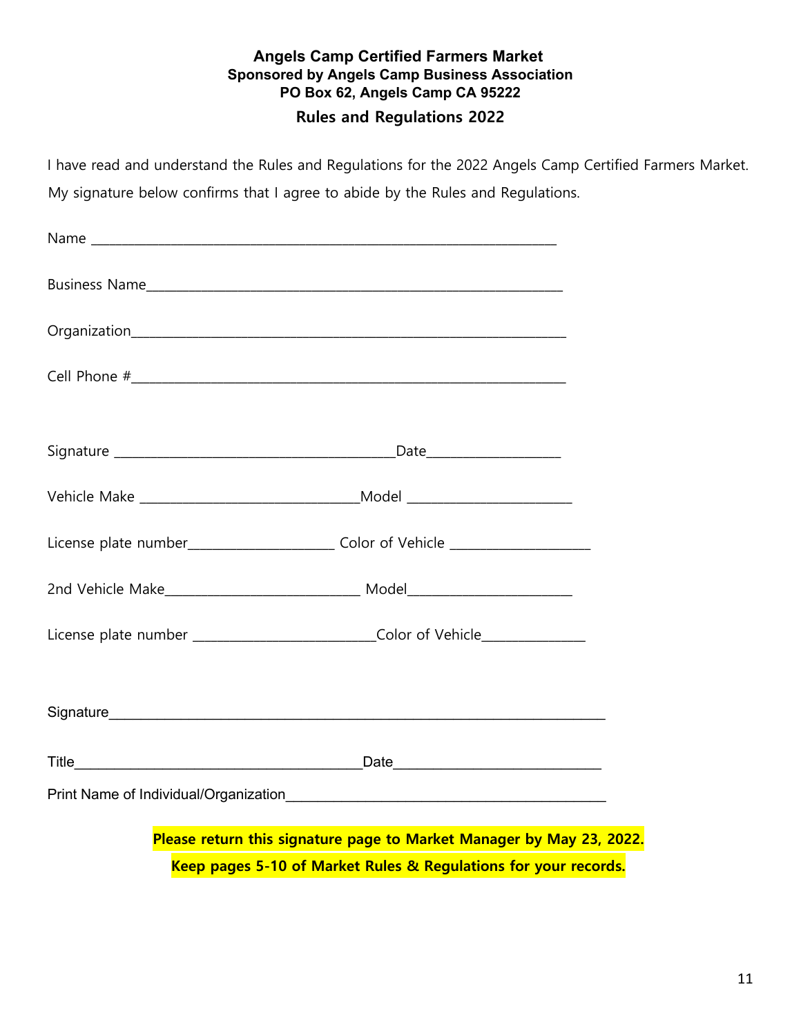**Angels Camp Certified Farmers Market**
**Sponsored by Angels Camp Business Association**
**PO Box 62, Angels Camp CA 95222**

**Rules and Regulations 2022**

I have read and understand the Rules and Regulations for the 2022 Angels Camp Certified Farmers Market. My signature below confirms that I agree to abide by the Rules and Regulations.

Name ____________________________________________________________________

Business Name_____________________________________________________________

Organization_______________________________________________________________

Cell Phone #_______________________________________________________________

Signature ________________________________________Date___________________

Vehicle Make _______________________________Model _______________________

License plate number____________________ Color of Vehicle ___________________

2nd Vehicle Make___________________________ Model_______________________

License plate number _________________________Color of Vehicle______________

Signature_____________________________________________________________________

Title_______________________________________Date___________________________

Print Name of Individual/Organization_______________________________________________

**Please return this signature page to Market Manager by May 23, 2022.**

**Keep pages 5-10 of Market Rules & Regulations for your records.**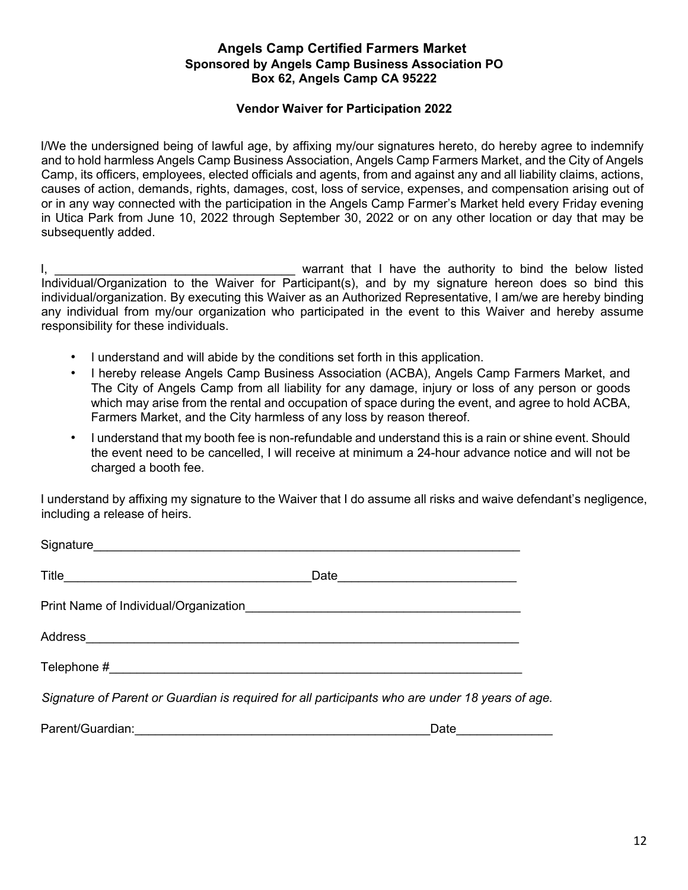**Angels Camp Certified Farmers Market**
**Sponsored by Angels Camp Business Association PO Box 62, Angels Camp CA 95222**

**Vendor Waiver for Participation 2022**

I/We the undersigned being of lawful age, by affixing my/our signatures hereto, do hereby agree to indemnify and to hold harmless Angels Camp Business Association, Angels Camp Farmers Market, and the City of Angels Camp, its officers, employees, elected officials and agents, from and against any and all liability claims, actions, causes of action, demands, rights, damages, cost, loss of service, expenses, and compensation arising out of or in any way connected with the participation in the Angels Camp Farmer's Market held every Friday evening in Utica Park from June 10, 2022 through September 30, 2022 or on any other location or day that may be subsequently added.

I, ___________________________________ warrant that I have the authority to bind the below listed Individual/Organization to the Waiver for Participant(s), and by my signature hereon does so bind this individual/organization. By executing this Waiver as an Authorized Representative, I am/we are hereby binding any individual from my/our organization who participated in the event to this Waiver and hereby assume responsibility for these individuals.

- I understand and will abide by the conditions set forth in this application.
- I hereby release Angels Camp Business Association (ACBA), Angels Camp Farmers Market, and The City of Angels Camp from all liability for any damage, injury or loss of any person or goods which may arise from the rental and occupation of space during the event, and agree to hold ACBA, Farmers Market, and the City harmless of any loss by reason thereof.
- I understand that my booth fee is non-refundable and understand this is a rain or shine event. Should the event need to be cancelled, I will receive at minimum a 24-hour advance notice and will not be charged a booth fee.

I understand by affixing my signature to the Waiver that I do assume all risks and waive defendant's negligence, including a release of heirs.

Signature_________________________________________________________________

Title___________________________________Date__________________________

Print Name of Individual/Organization________________________________________

Address__________________________________________________________________

Telephone #_______________________________________________________________

*Signature of Parent or Guardian is required for all participants who are under 18 years of age.*

Parent/Guardian:_____________________________________________Date______________